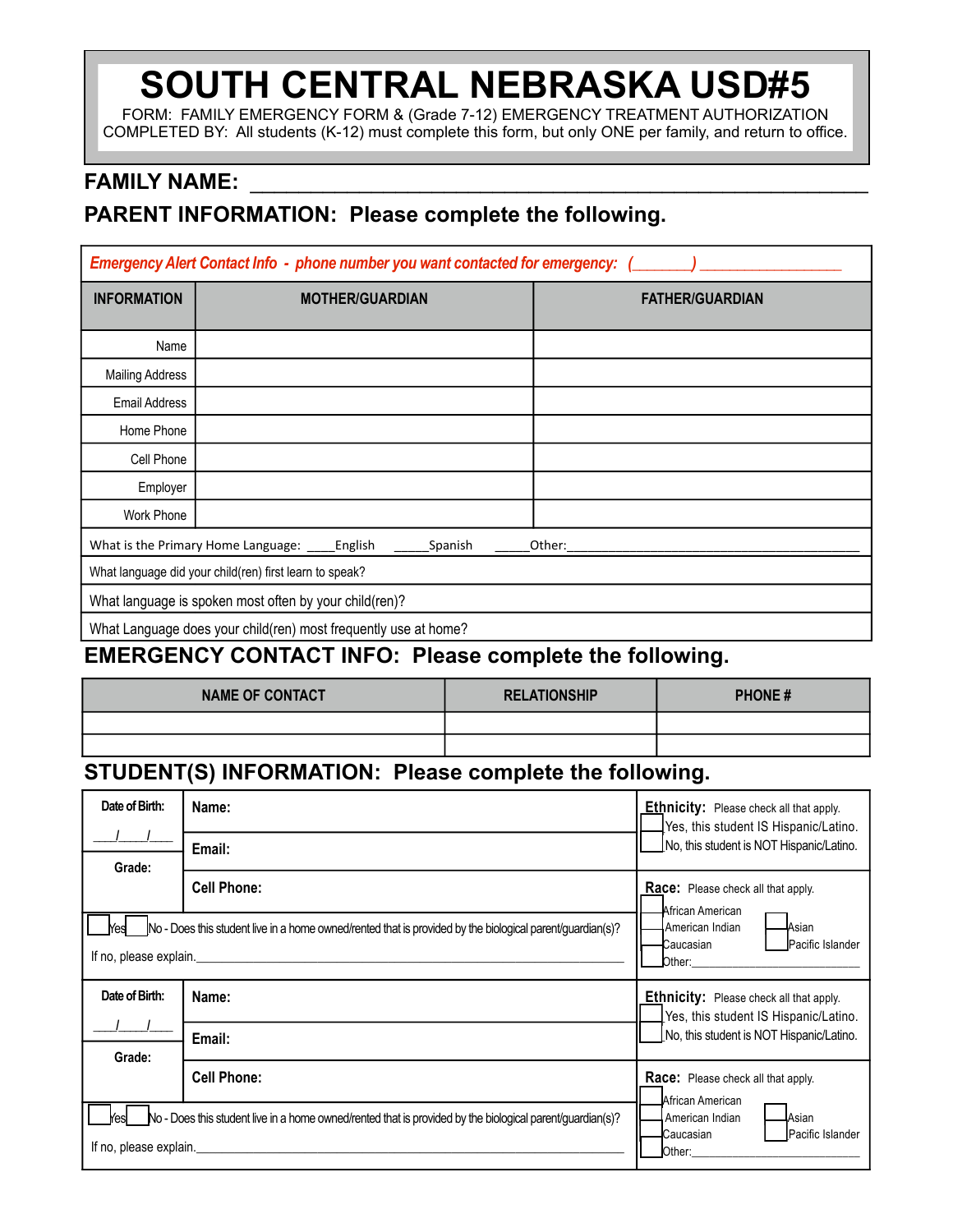# SOUTH CENTRAL NEBRASKA USD#5

FORM: FAMILY EMERGENCY FORM & (Grade 7-12) EMERGENCY TREATMENT AUTHORIZATION
COMPLETED BY: All students (K-12) must complete this form, but only ONE per family, and return to office.

## FAMILY NAME: ____________________________________________

## PARENT INFORMATION: Please complete the following.

*Emergency Alert Contact Info - phone number you want contacted for emergency: (_______) _________________*

| INFORMATION | MOTHER/GUARDIAN | FATHER/GUARDIAN |
|---|---|---|
| Name | | |
| Mailing Address | | |
| Email Address | | |
| Home Phone | | |
| Cell Phone | | |
| Employer | | |
| Work Phone | | |

What is the Primary Home Language: ____English _____Spanish _____Other:_______________________________________

What language did your child(ren) first learn to speak?

What language is spoken most often by your child(ren)?

What Language does your child(ren) most frequently use at home?

## EMERGENCY CONTACT INFO: Please complete the following.

| NAME OF CONTACT | RELATIONSHIP | PHONE # |
|---|---|---|
| | | |
| | | |

## STUDENT(S) INFORMATION: Please complete the following.

| Date of Birth: ___/___/___ | Name: | **Ethnicity:** Please check all that apply. ☐ Yes, this student IS Hispanic/Latino. ☐ No, this student is NOT Hispanic/Latino. |
|---|---|---|
| Grade: | Email: | |
| | Cell Phone: | **Race:** Please check all that apply. ☐ African American ☐ American Indian ☐ Asian ☐ Caucasian ☐ Pacific Islander ☐ Other:_______________ |
| ☐ Yes ☐ No - Does this student live in a home owned/rented that is provided by the biological parent/guardian(s)? If no, please explain.___________________ | | |

| Date of Birth: ___/___/___ | Name: | **Ethnicity:** Please check all that apply. ☐ Yes, this student IS Hispanic/Latino. ☐ No, this student is NOT Hispanic/Latino. |
|---|---|---|
| Grade: | Email: | |
| | Cell Phone: | **Race:** Please check all that apply. ☐ African American ☐ American Indian ☐ Asian ☐ Caucasian ☐ Pacific Islander ☐ Other:_______________ |
| ☐ Yes ☐ No - Does this student live in a home owned/rented that is provided by the biological parent/guardian(s)? If no, please explain.___________________ | | |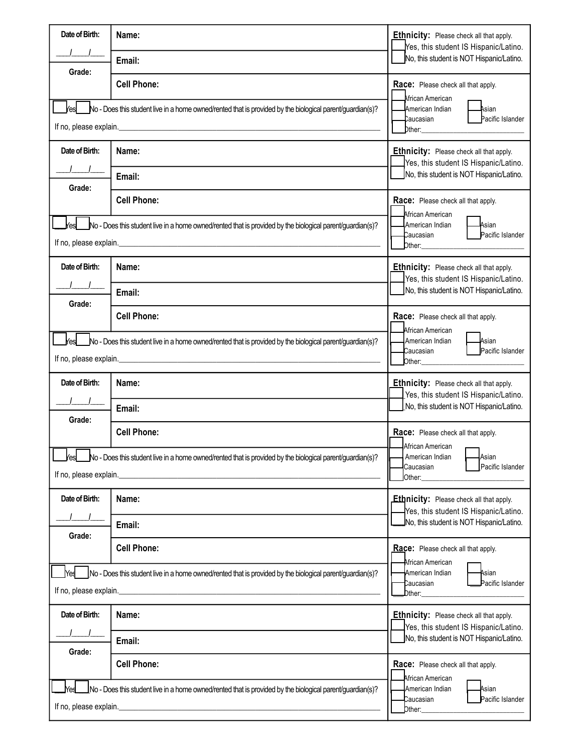| | | |
|---|---|---|
| **Date of Birth:** ___/___/___ | **Name:** | **Ethnicity:** Please check all that apply. ☐ Yes, this student IS Hispanic/Latino. ☐ No, this student is NOT Hispanic/Latino. |
| **Grade:** | **Email:** | |
| | **Cell Phone:** | **Race:** Please check all that apply. ☐ African American ☐ American Indian ☐ Asian ☐ Caucasian ☐ Pacific Islander ☐ Other:__________ |
| ☐ Yes ☐ No - Does this student live in a home owned/rented that is provided by the biological parent/guardian(s)? If no, please explain.__________ | | |

| | | |
|---|---|---|
| **Date of Birth:** ___/___/___ | **Name:** | **Ethnicity:** Please check all that apply. ☐ Yes, this student IS Hispanic/Latino. ☐ No, this student is NOT Hispanic/Latino. |
| **Grade:** | **Email:** | |
| | **Cell Phone:** | **Race:** Please check all that apply. ☐ African American ☐ American Indian ☐ Asian ☐ Caucasian ☐ Pacific Islander ☐ Other:__________ |
| ☐ Yes ☐ No - Does this student live in a home owned/rented that is provided by the biological parent/guardian(s)? If no, please explain.__________ | | |

| | | |
|---|---|---|
| **Date of Birth:** ___/___/___ | **Name:** | **Ethnicity:** Please check all that apply. ☐ Yes, this student IS Hispanic/Latino. ☐ No, this student is NOT Hispanic/Latino. |
| **Grade:** | **Email:** | |
| | **Cell Phone:** | **Race:** Please check all that apply. ☐ African American ☐ American Indian ☐ Asian ☐ Caucasian ☐ Pacific Islander ☐ Other:__________ |
| ☐ Yes ☐ No - Does this student live in a home owned/rented that is provided by the biological parent/guardian(s)? If no, please explain.__________ | | |

| | | |
|---|---|---|
| **Date of Birth:** ___/___/___ | **Name:** | **Ethnicity:** Please check all that apply. ☐ Yes, this student IS Hispanic/Latino. ☐ No, this student is NOT Hispanic/Latino. |
| **Grade:** | **Email:** | |
| | **Cell Phone:** | **Race:** Please check all that apply. ☐ African American ☐ American Indian ☐ Asian ☐ Caucasian ☐ Pacific Islander ☐ Other:__________ |
| ☐ Yes ☐ No - Does this student live in a home owned/rented that is provided by the biological parent/guardian(s)? If no, please explain.__________ | | |

| | | |
|---|---|---|
| **Date of Birth:** ___/___/___ | **Name:** | **Ethnicity:** Please check all that apply. ☐ Yes, this student IS Hispanic/Latino. ☐ No, this student is NOT Hispanic/Latino. |
| **Grade:** | **Email:** | |
| | **Cell Phone:** | **Race:** Please check all that apply. ☐ African American ☐ American Indian ☐ Asian ☐ Caucasian ☐ Pacific Islander ☐ Other:__________ |
| ☐ Yes ☐ No - Does this student live in a home owned/rented that is provided by the biological parent/guardian(s)? If no, please explain.__________ | | |

| | | |
|---|---|---|
| **Date of Birth:** ___/___/___ | **Name:** | **Ethnicity:** Please check all that apply. ☐ Yes, this student IS Hispanic/Latino. ☐ No, this student is NOT Hispanic/Latino. |
| **Grade:** | **Email:** | |
| | **Cell Phone:** | **Race:** Please check all that apply. ☐ African American ☐ American Indian ☐ Asian ☐ Caucasian ☐ Pacific Islander ☐ Other:__________ |
| ☐ Yes ☐ No - Does this student live in a home owned/rented that is provided by the biological parent/guardian(s)? If no, please explain.__________ | | |